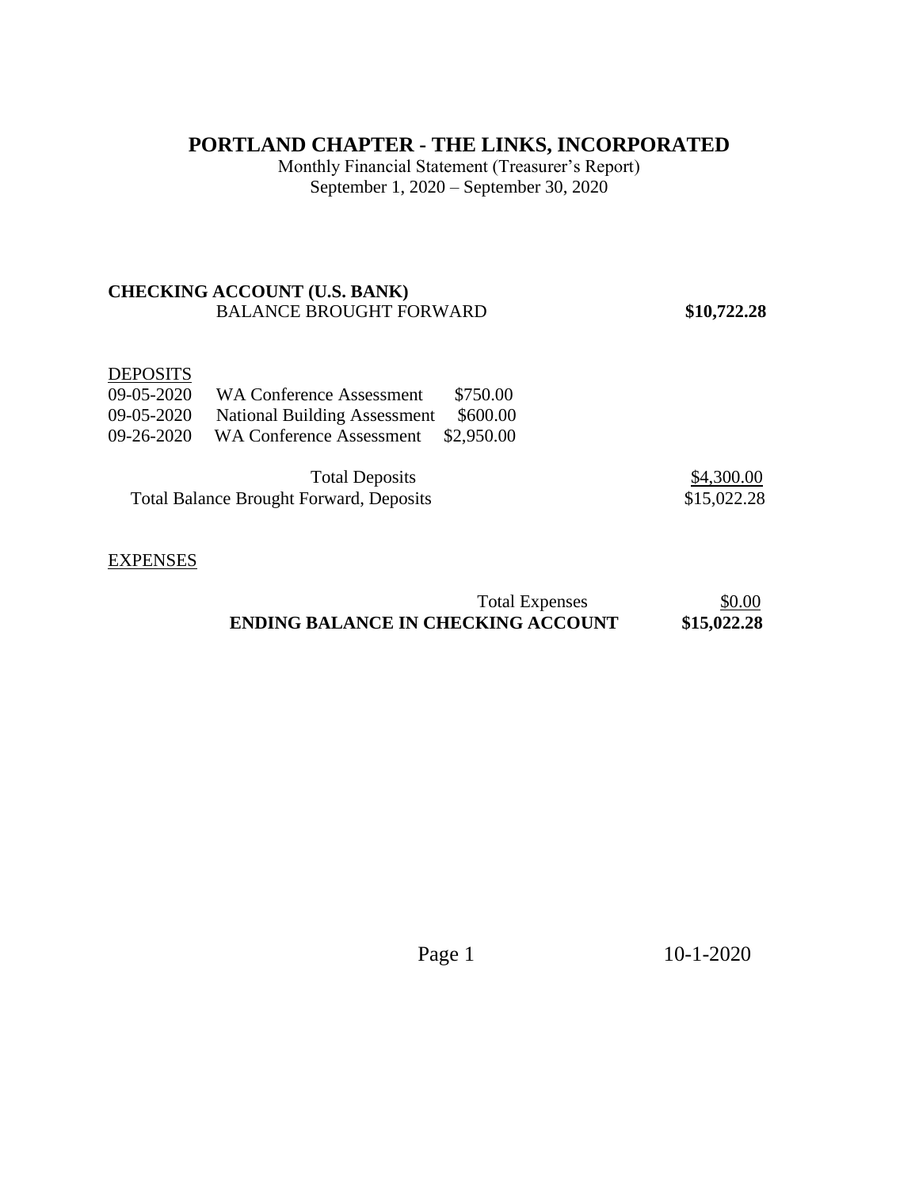# PORTLAND CHAPTER - THE LINKS, INCORPORATED

Monthly Financial Statement (Treasurer's Report)
September 1, 2020 – September 30, 2020

**CHECKING ACCOUNT (U.S. BANK)**

| | | | |
|---|---|---|---|
| BALANCE BROUGHT FORWARD | | | **$10,722.28** |

DEPOSITS

| Date | Description | Amount | |
|---|---|---|---|
| 09-05-2020 | WA Conference Assessment | $750.00 | |
| 09-05-2020 | National Building Assessment | $600.00 | |
| 09-26-2020 | WA Conference Assessment | $2,950.00 | |
| | Total Deposits | | $4,300.00 |
| | Total Balance Brought Forward, Deposits | | $15,022.28 |

EXPENSES

| | |
|---|---|
| Total Expenses | $0.00 |
| **ENDING BALANCE IN CHECKING ACCOUNT** | **$15,022.28** |

10-1-2020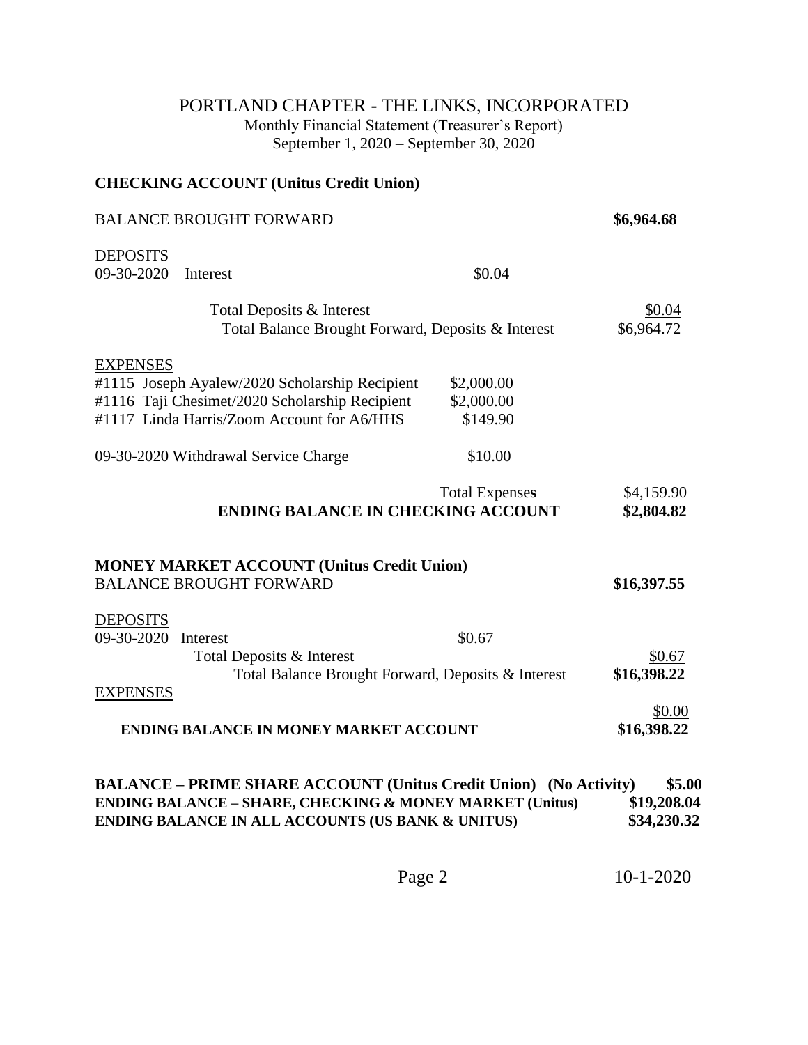# PORTLAND CHAPTER - THE LINKS, INCORPORATED

Monthly Financial Statement (Treasurer's Report)
September 1, 2020 – September 30, 2020

## CHECKING ACCOUNT (Unitus Credit Union)

| | | |
|---|---|---|
| BALANCE BROUGHT FORWARD | | **$6,964.68** |
| <u>DEPOSITS</u> | | |
| 09-30-2020 Interest | $0.04 | |
| Total Deposits & Interest | | <u>$0.04</u> |
| Total Balance Brought Forward, Deposits & Interest | | $6,964.72 |
| <u>EXPENSES</u> | | |
| #1115 Joseph Ayalew/2020 Scholarship Recipient | $2,000.00 | |
| #1116 Taji Chesimet/2020 Scholarship Recipient | $2,000.00 | |
| #1117 Linda Harris/Zoom Account for A6/HHS | $149.90 | |
| 09-30-2020 Withdrawal Service Charge | $10.00 | |
| | Total Expenses | <u>$4,159.90</u> |
| **ENDING BALANCE IN CHECKING ACCOUNT** | | **$2,804.82** |

## MONEY MARKET ACCOUNT (Unitus Credit Union)

| | | |
|---|---|---|
| BALANCE BROUGHT FORWARD | | **$16,397.55** |
| <u>DEPOSITS</u> | | |
| 09-30-2020 Interest | $0.67 | |
| Total Deposits & Interest | | <u>$0.67</u> |
| Total Balance Brought Forward, Deposits & Interest | | **$16,398.22** |
| <u>EXPENSES</u> | | |
| | | <u>$0.00</u> |
| **ENDING BALANCE IN MONEY MARKET ACCOUNT** | | **$16,398.22** |

| | |
|---|---|
| **BALANCE – PRIME SHARE ACCOUNT (Unitus Credit Union) (No Activity)** | **$5.00** |
| **ENDING BALANCE – SHARE, CHECKING & MONEY MARKET (Unitus)** | **$19,208.04** |
| **ENDING BALANCE IN ALL ACCOUNTS (US BANK & UNITUS)** | **$34,230.32** |

10-1-2020